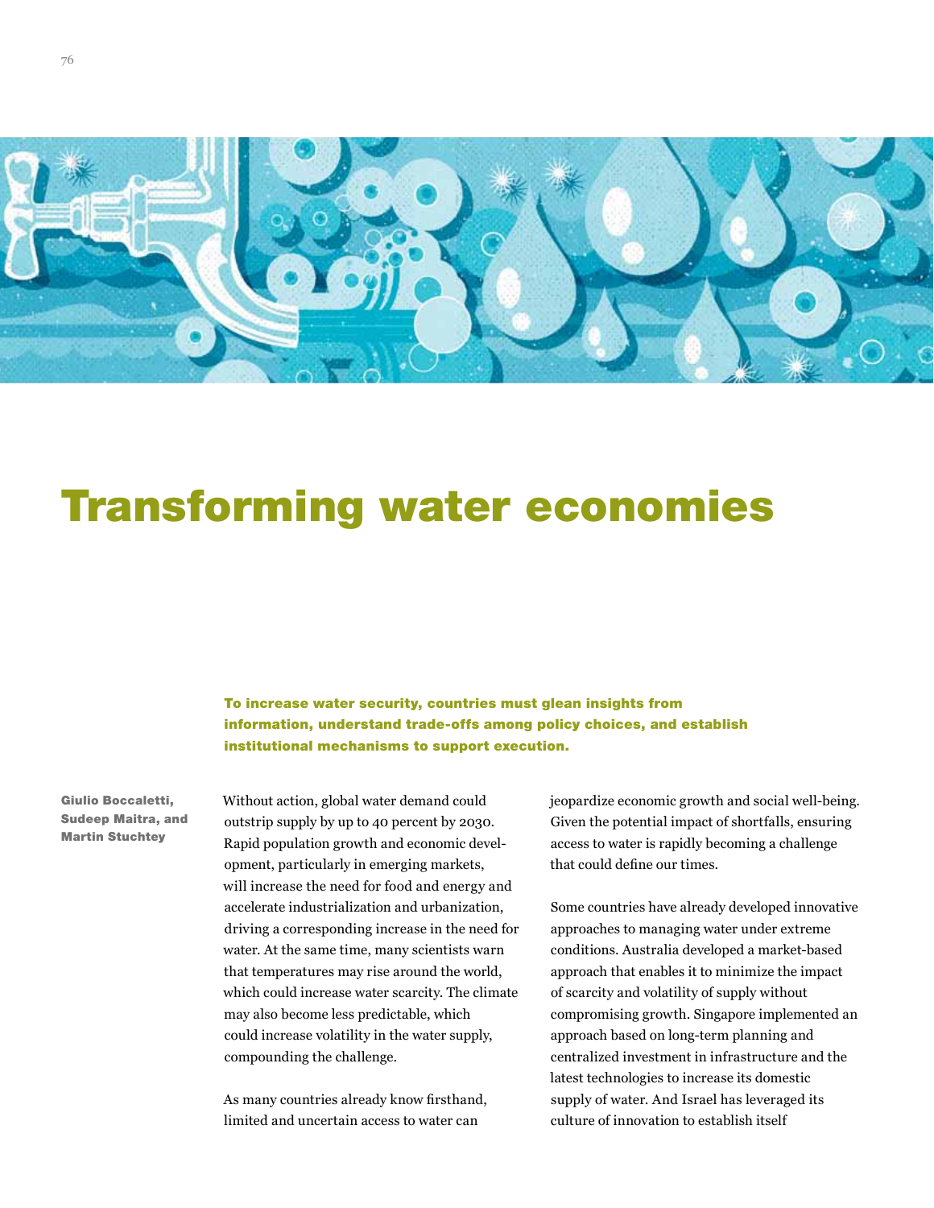# Transforming water economies

**To increase water security, countries must glean insights from information, understand trade-offs among policy choices, and establish institutional mechanisms to support execution.**

**Giulio Boccaletti, Sudeep Maitra, and Martin Stuchtey**

Without action, global water demand could outstrip supply by up to 40 percent by 2030. Rapid population growth and economic development, particularly in emerging markets, will increase the need for food and energy and accelerate industrialization and urbanization, driving a corresponding increase in the need for water. At the same time, many scientists warn that temperatures may rise around the world, which could increase water scarcity. The climate may also become less predictable, which could increase volatility in the water supply, compounding the challenge.

As many countries already know firsthand, limited and uncertain access to water can jeopardize economic growth and social well-being. Given the potential impact of shortfalls, ensuring access to water is rapidly becoming a challenge that could define our times.

Some countries have already developed innovative approaches to managing water under extreme conditions. Australia developed a market-based approach that enables it to minimize the impact of scarcity and volatility of supply without compromising growth. Singapore implemented an approach based on long-term planning and centralized investment in infrastructure and the latest technologies to increase its domestic supply of water. And Israel has leveraged its culture of innovation to establish itself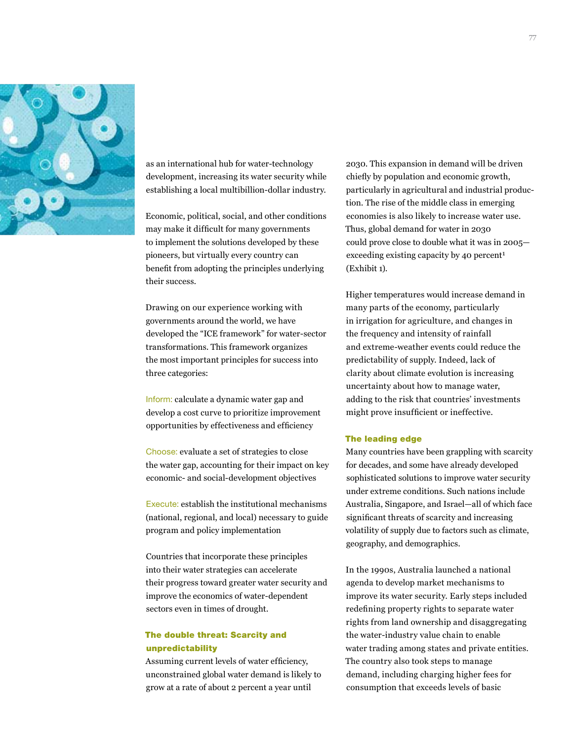as an international hub for water-technology development, increasing its water security while establishing a local multibillion-dollar industry.

Economic, political, social, and other conditions may make it difficult for many governments to implement the solutions developed by these pioneers, but virtually every country can benefit from adopting the principles underlying their success.

Drawing on our experience working with governments around the world, we have developed the "ICE framework" for water-sector transformations. This framework organizes the most important principles for success into three categories:

Inform: calculate a dynamic water gap and develop a cost curve to prioritize improvement opportunities by effectiveness and efficiency

Choose: evaluate a set of strategies to close the water gap, accounting for their impact on key economic- and social-development objectives

Execute: establish the institutional mechanisms (national, regional, and local) necessary to guide program and policy implementation

Countries that incorporate these principles into their water strategies can accelerate their progress toward greater water security and improve the economics of water-dependent sectors even in times of drought.

## The double threat: Scarcity and unpredictability

Assuming current levels of water efficiency, unconstrained global water demand is likely to grow at a rate of about 2 percent a year until 2030. This expansion in demand will be driven chiefly by population and economic growth, particularly in agricultural and industrial production. The rise of the middle class in emerging economies is also likely to increase water use. Thus, global demand for water in 2030 could prove close to double what it was in 2005—exceeding existing capacity by 40 percent[1] (Exhibit 1).

Higher temperatures would increase demand in many parts of the economy, particularly in irrigation for agriculture, and changes in the frequency and intensity of rainfall and extreme-weather events could reduce the predictability of supply. Indeed, lack of clarity about climate evolution is increasing uncertainty about how to manage water, adding to the risk that countries' investments might prove insufficient or ineffective.

## The leading edge

Many countries have been grappling with scarcity for decades, and some have already developed sophisticated solutions to improve water security under extreme conditions. Such nations include Australia, Singapore, and Israel—all of which face significant threats of scarcity and increasing volatility of supply due to factors such as climate, geography, and demographics.

In the 1990s, Australia launched a national agenda to develop market mechanisms to improve its water security. Early steps included redefining property rights to separate water rights from land ownership and disaggregating the water-industry value chain to enable water trading among states and private entities. The country also took steps to manage demand, including charging higher fees for consumption that exceeds levels of basic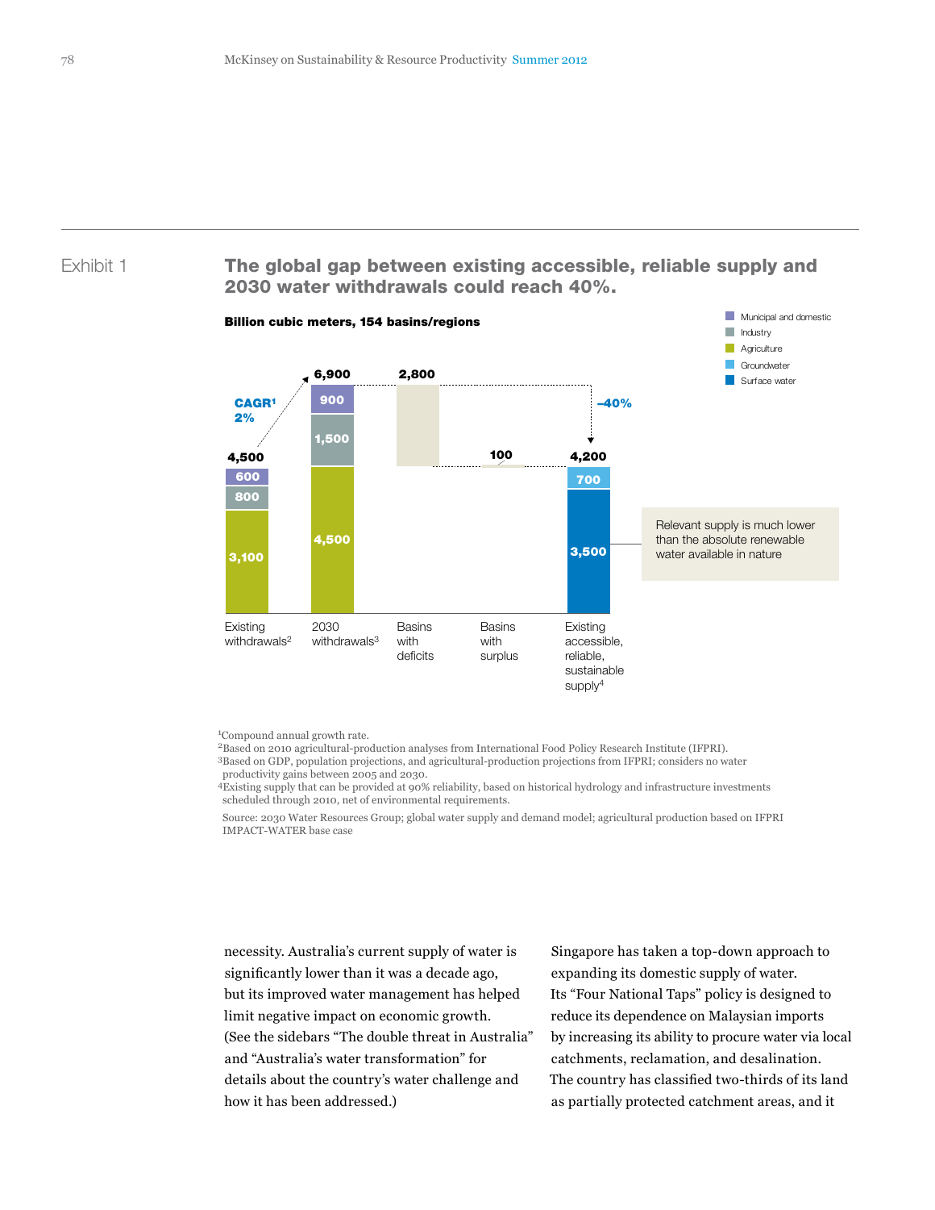Exhibit 1

## The global gap between existing accessible, reliable supply and 2030 water withdrawals could reach 40%.

**Billion cubic meters, 154 basins/regions**

| | Existing withdrawals[2] | 2030 withdrawals[3] | Basins with deficits | Basins with surplus | Existing accessible, reliable, sustainable supply[4] |
|---|---|---|---|---|---|
| Municipal and domestic | 600 | 900 | | | |
| Industry | 800 | 1,500 | | | |
| Agriculture | 3,100 | 4,500 | | | |
| Groundwater | | | | | 700 |
| Surface water | | | | | 3,500 |
| Total | 4,500 | 6,900 | 2,800 | 100 | 4,200 |

CAGR[1] 2%

–40%

Relevant supply is much lower than the absolute renewable water available in nature

[1]Compound annual growth rate.
[2]Based on 2010 agricultural-production analyses from International Food Policy Research Institute (IFPRI).
[3]Based on GDP, population projections, and agricultural-production projections from IFPRI; considers no water productivity gains between 2005 and 2030.
[4]Existing supply that can be provided at 90% reliability, based on historical hydrology and infrastructure investments scheduled through 2010, net of environmental requirements.

Source: 2030 Water Resources Group; global water supply and demand model; agricultural production based on IFPRI IMPACT-WATER base case

necessity. Australia's current supply of water is significantly lower than it was a decade ago, but its improved water management has helped limit negative impact on economic growth. (See the sidebars "The double threat in Australia" and "Australia's water transformation" for details about the country's water challenge and how it has been addressed.)

Singapore has taken a top-down approach to expanding its domestic supply of water. Its "Four National Taps" policy is designed to reduce its dependence on Malaysian imports by increasing its ability to procure water via local catchments, reclamation, and desalination. The country has classified two-thirds of its land as partially protected catchment areas, and it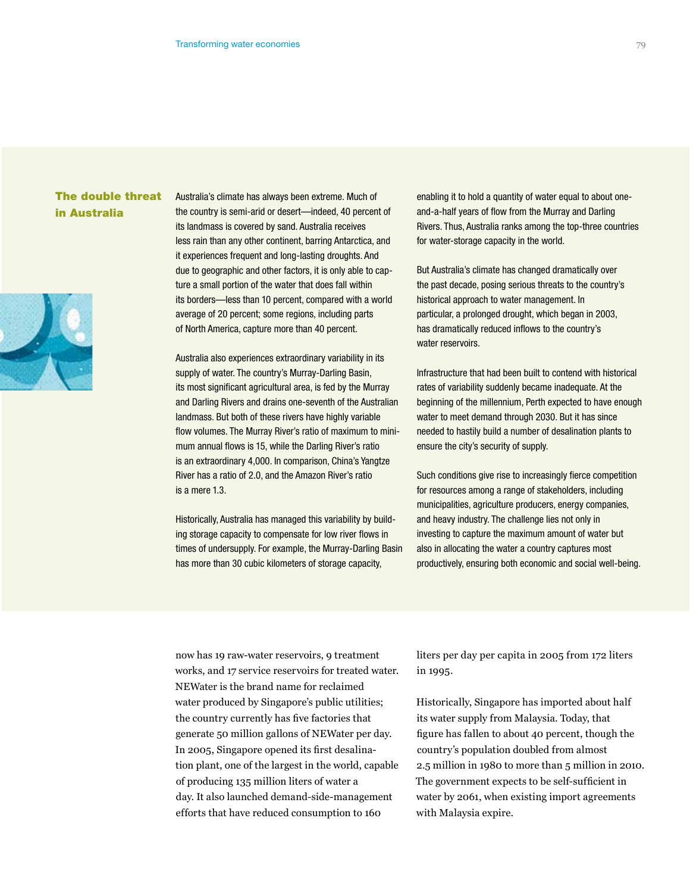## The double threat in Australia

Australia's climate has always been extreme. Much of the country is semi-arid or desert—indeed, 40 percent of its landmass is covered by sand. Australia receives less rain than any other continent, barring Antarctica, and it experiences frequent and long-lasting droughts. And due to geographic and other factors, it is only able to capture a small portion of the water that does fall within its borders—less than 10 percent, compared with a world average of 20 percent; some regions, including parts of North America, capture more than 40 percent.

Australia also experiences extraordinary variability in its supply of water. The country's Murray-Darling Basin, its most significant agricultural area, is fed by the Murray and Darling Rivers and drains one-seventh of the Australian landmass. But both of these rivers have highly variable flow volumes. The Murray River's ratio of maximum to minimum annual flows is 15, while the Darling River's ratio is an extraordinary 4,000. In comparison, China's Yangtze River has a ratio of 2.0, and the Amazon River's ratio is a mere 1.3.

Historically, Australia has managed this variability by building storage capacity to compensate for low river flows in times of undersupply. For example, the Murray-Darling Basin has more than 30 cubic kilometers of storage capacity, enabling it to hold a quantity of water equal to about one-and-a-half years of flow from the Murray and Darling Rivers. Thus, Australia ranks among the top-three countries for water-storage capacity in the world.

But Australia's climate has changed dramatically over the past decade, posing serious threats to the country's historical approach to water management. In particular, a prolonged drought, which began in 2003, has dramatically reduced inflows to the country's water reservoirs.

Infrastructure that had been built to contend with historical rates of variability suddenly became inadequate. At the beginning of the millennium, Perth expected to have enough water to meet demand through 2030. But it has since needed to hastily build a number of desalination plants to ensure the city's security of supply.

Such conditions give rise to increasingly fierce competition for resources among a range of stakeholders, including municipalities, agriculture producers, energy companies, and heavy industry. The challenge lies not only in investing to capture the maximum amount of water but also in allocating the water a country captures most productively, ensuring both economic and social well-being.

now has 19 raw-water reservoirs, 9 treatment works, and 17 service reservoirs for treated water. NEWater is the brand name for reclaimed water produced by Singapore's public utilities; the country currently has five factories that generate 50 million gallons of NEWater per day. In 2005, Singapore opened its first desalination plant, one of the largest in the world, capable of producing 135 million liters of water a day. It also launched demand-side-management efforts that have reduced consumption to 160 liters per day per capita in 2005 from 172 liters in 1995.

Historically, Singapore has imported about half its water supply from Malaysia. Today, that figure has fallen to about 40 percent, though the country's population doubled from almost 2.5 million in 1980 to more than 5 million in 2010. The government expects to be self-sufficient in water by 2061, when existing import agreements with Malaysia expire.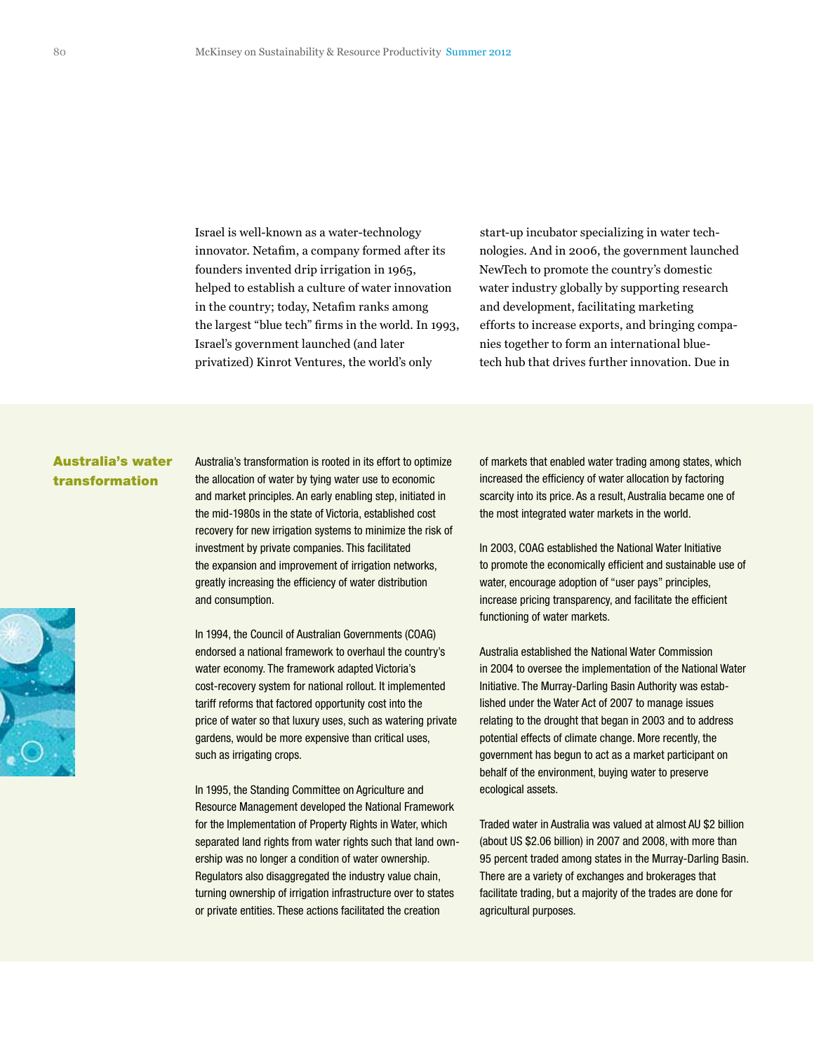Israel is well-known as a water-technology innovator. Netafim, a company formed after its founders invented drip irrigation in 1965, helped to establish a culture of water innovation in the country; today, Netafim ranks among the largest "blue tech" firms in the world. In 1993, Israel's government launched (and later privatized) Kinrot Ventures, the world's only start-up incubator specializing in water technologies. And in 2006, the government launched NewTech to promote the country's domestic water industry globally by supporting research and development, facilitating marketing efforts to increase exports, and bringing companies together to form an international blue-tech hub that drives further innovation. Due in

## Australia's water transformation

Australia's transformation is rooted in its effort to optimize the allocation of water by tying water use to economic and market principles. An early enabling step, initiated in the mid-1980s in the state of Victoria, established cost recovery for new irrigation systems to minimize the risk of investment by private companies. This facilitated the expansion and improvement of irrigation networks, greatly increasing the efficiency of water distribution and consumption.

In 1994, the Council of Australian Governments (COAG) endorsed a national framework to overhaul the country's water economy. The framework adapted Victoria's cost-recovery system for national rollout. It implemented tariff reforms that factored opportunity cost into the price of water so that luxury uses, such as watering private gardens, would be more expensive than critical uses, such as irrigating crops.

In 1995, the Standing Committee on Agriculture and Resource Management developed the National Framework for the Implementation of Property Rights in Water, which separated land rights from water rights such that land ownership was no longer a condition of water ownership. Regulators also disaggregated the industry value chain, turning ownership of irrigation infrastructure over to states or private entities. These actions facilitated the creation of markets that enabled water trading among states, which increased the efficiency of water allocation by factoring scarcity into its price. As a result, Australia became one of the most integrated water markets in the world.

In 2003, COAG established the National Water Initiative to promote the economically efficient and sustainable use of water, encourage adoption of "user pays" principles, increase pricing transparency, and facilitate the efficient functioning of water markets.

Australia established the National Water Commission in 2004 to oversee the implementation of the National Water Initiative. The Murray-Darling Basin Authority was established under the Water Act of 2007 to manage issues relating to the drought that began in 2003 and to address potential effects of climate change. More recently, the government has begun to act as a market participant on behalf of the environment, buying water to preserve ecological assets.

Traded water in Australia was valued at almost AU $2 billion (about US $2.06 billion) in 2007 and 2008, with more than 95 percent traded among states in the Murray-Darling Basin. There are a variety of exchanges and brokerages that facilitate trading, but a majority of the trades are done for agricultural purposes.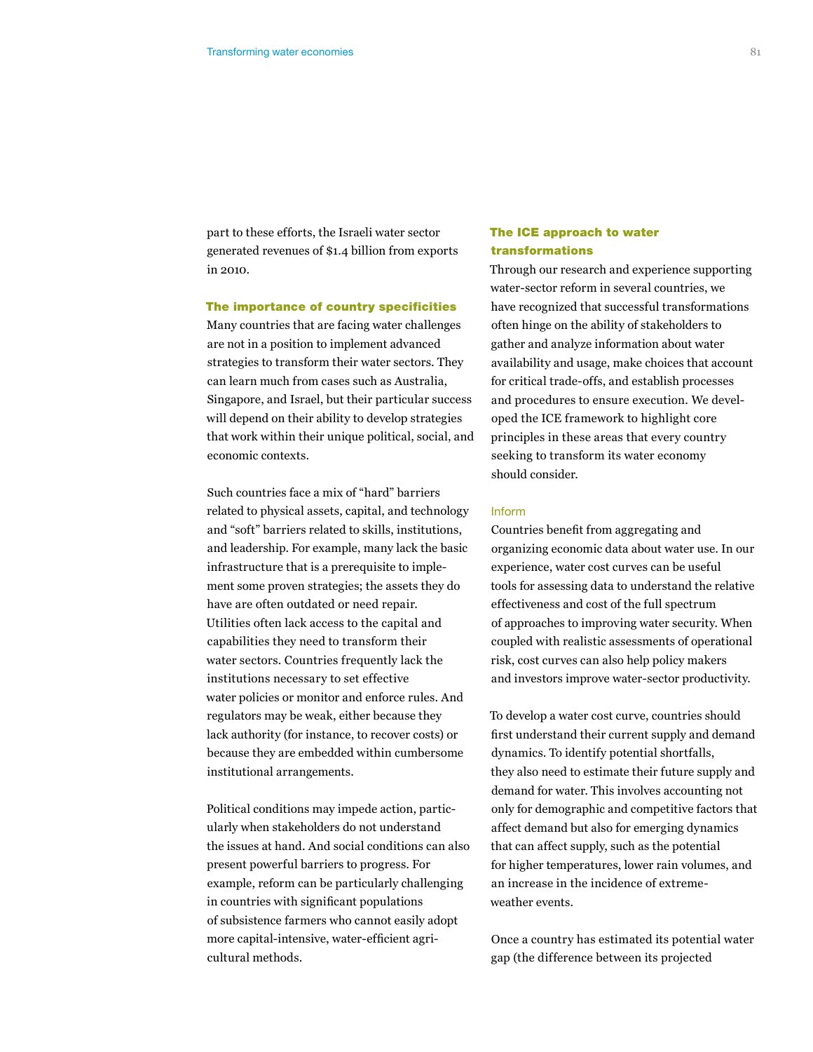part to these efforts, the Israeli water sector generated revenues of $1.4 billion from exports in 2010.

## The importance of country specificities

Many countries that are facing water challenges are not in a position to implement advanced strategies to transform their water sectors. They can learn much from cases such as Australia, Singapore, and Israel, but their particular success will depend on their ability to develop strategies that work within their unique political, social, and economic contexts.

Such countries face a mix of "hard" barriers related to physical assets, capital, and technology and "soft" barriers related to skills, institutions, and leadership. For example, many lack the basic infrastructure that is a prerequisite to implement some proven strategies; the assets they do have are often outdated or need repair. Utilities often lack access to the capital and capabilities they need to transform their water sectors. Countries frequently lack the institutions necessary to set effective water policies or monitor and enforce rules. And regulators may be weak, either because they lack authority (for instance, to recover costs) or because they are embedded within cumbersome institutional arrangements.

Political conditions may impede action, particularly when stakeholders do not understand the issues at hand. And social conditions can also present powerful barriers to progress. For example, reform can be particularly challenging in countries with significant populations of subsistence farmers who cannot easily adopt more capital-intensive, water-efficient agricultural methods.

## The ICE approach to water transformations

Through our research and experience supporting water-sector reform in several countries, we have recognized that successful transformations often hinge on the ability of stakeholders to gather and analyze information about water availability and usage, make choices that account for critical trade-offs, and establish processes and procedures to ensure execution. We developed the ICE framework to highlight core principles in these areas that every country seeking to transform its water economy should consider.

### Inform

Countries benefit from aggregating and organizing economic data about water use. In our experience, water cost curves can be useful tools for assessing data to understand the relative effectiveness and cost of the full spectrum of approaches to improving water security. When coupled with realistic assessments of operational risk, cost curves can also help policy makers and investors improve water-sector productivity.

To develop a water cost curve, countries should first understand their current supply and demand dynamics. To identify potential shortfalls, they also need to estimate their future supply and demand for water. This involves accounting not only for demographic and competitive factors that affect demand but also for emerging dynamics that can affect supply, such as the potential for higher temperatures, lower rain volumes, and an increase in the incidence of extreme-weather events.

Once a country has estimated its potential water gap (the difference between its projected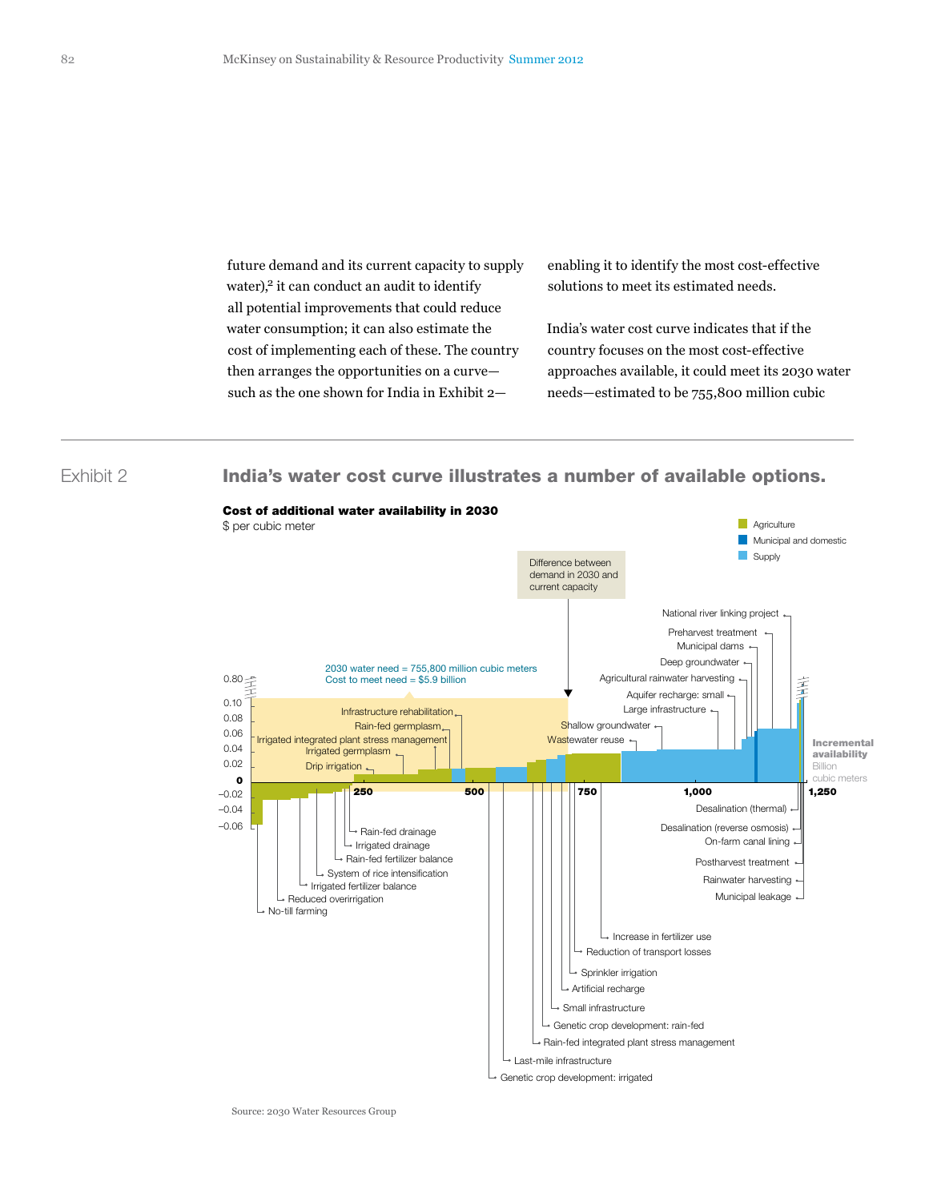future demand and its current capacity to supply water),[2] it can conduct an audit to identify all potential improvements that could reduce water consumption; it can also estimate the cost of implementing each of these. The country then arranges the opportunities on a curve—such as the one shown for India in Exhibit 2—enabling it to identify the most cost-effective solutions to meet its estimated needs.

India's water cost curve indicates that if the country focuses on the most cost-effective approaches available, it could meet its 2030 water needs—estimated to be 755,800 million cubic

Exhibit 2

## India's water cost curve illustrates a number of available options.

**Cost of additional water availability in 2030**
$ per cubic meter

Legend: Agriculture; Municipal and domestic; Supply

Difference between demand in 2030 and current capacity

2030 water need = 755,800 million cubic meters
Cost to meet need = $5.9 billion

Y-axis: 0.80, 0.10, 0.08, 0.06, 0.04, 0.02, 0, –0.02, –0.04, –0.06

X-axis: 250, 500, 750, 1,000, 1,250 — **Incremental availability** Billion cubic meters

Labels: Infrastructure rehabilitation; Rain-fed germplasm; Irrigated integrated plant stress management; Irrigated germplasm; Drip irrigation; Rain-fed drainage; Irrigated drainage; Rain-fed fertilizer balance; System of rice intensification; Irrigated fertilizer balance; Reduced overirrigation; No-till farming; National river linking project; Preharvest treatment; Municipal dams; Deep groundwater; Agricultural rainwater harvesting; Aquifer recharge: small; Large infrastructure; Shallow groundwater; Wastewater reuse; Desalination (thermal); Desalination (reverse osmosis); On-farm canal lining; Postharvest treatment; Rainwater harvesting; Municipal leakage; Increase in fertilizer use; Reduction of transport losses; Sprinkler irrigation; Artificial recharge; Small infrastructure; Genetic crop development: rain-fed; Rain-fed integrated plant stress management; Last-mile infrastructure; Genetic crop development: irrigated

Source: 2030 Water Resources Group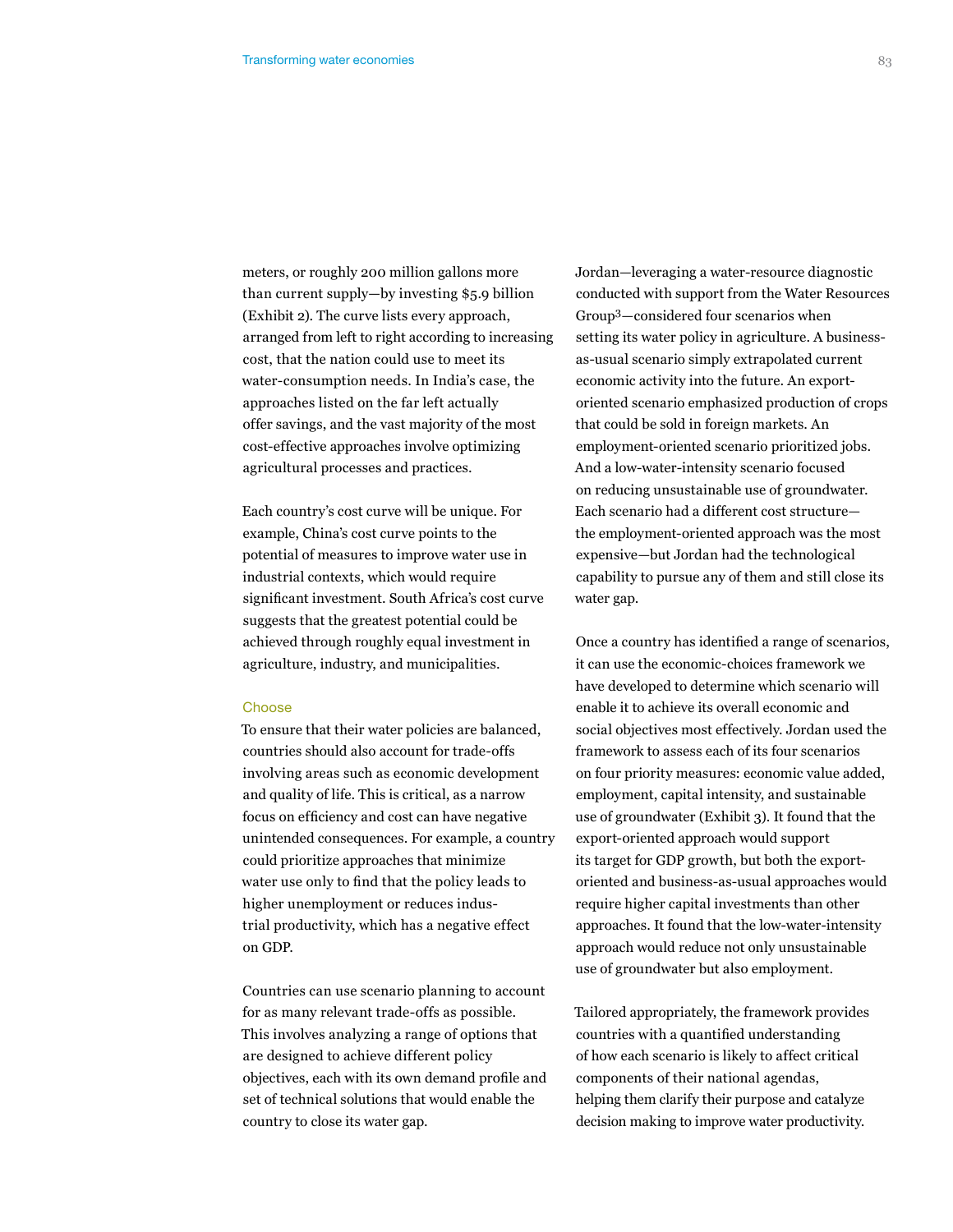meters, or roughly 200 million gallons more than current supply—by investing $5.9 billion (Exhibit 2). The curve lists every approach, arranged from left to right according to increasing cost, that the nation could use to meet its water-consumption needs. In India's case, the approaches listed on the far left actually offer savings, and the vast majority of the most cost-effective approaches involve optimizing agricultural processes and practices.

Each country's cost curve will be unique. For example, China's cost curve points to the potential of measures to improve water use in industrial contexts, which would require significant investment. South Africa's cost curve suggests that the greatest potential could be achieved through roughly equal investment in agriculture, industry, and municipalities.

### Choose

To ensure that their water policies are balanced, countries should also account for trade-offs involving areas such as economic development and quality of life. This is critical, as a narrow focus on efficiency and cost can have negative unintended consequences. For example, a country could prioritize approaches that minimize water use only to find that the policy leads to higher unemployment or reduces industrial productivity, which has a negative effect on GDP.

Countries can use scenario planning to account for as many relevant trade-offs as possible. This involves analyzing a range of options that are designed to achieve different policy objectives, each with its own demand profile and set of technical solutions that would enable the country to close its water gap.

Jordan—leveraging a water-resource diagnostic conducted with support from the Water Resources Group[3]—considered four scenarios when setting its water policy in agriculture. A business-as-usual scenario simply extrapolated current economic activity into the future. An export-oriented scenario emphasized production of crops that could be sold in foreign markets. An employment-oriented scenario prioritized jobs. And a low-water-intensity scenario focused on reducing unsustainable use of groundwater. Each scenario had a different cost structure—the employment-oriented approach was the most expensive—but Jordan had the technological capability to pursue any of them and still close its water gap.

Once a country has identified a range of scenarios, it can use the economic-choices framework we have developed to determine which scenario will enable it to achieve its overall economic and social objectives most effectively. Jordan used the framework to assess each of its four scenarios on four priority measures: economic value added, employment, capital intensity, and sustainable use of groundwater (Exhibit 3). It found that the export-oriented approach would support its target for GDP growth, but both the export-oriented and business-as-usual approaches would require higher capital investments than other approaches. It found that the low-water-intensity approach would reduce not only unsustainable use of groundwater but also employment.

Tailored appropriately, the framework provides countries with a quantified understanding of how each scenario is likely to affect critical components of their national agendas, helping them clarify their purpose and catalyze decision making to improve water productivity.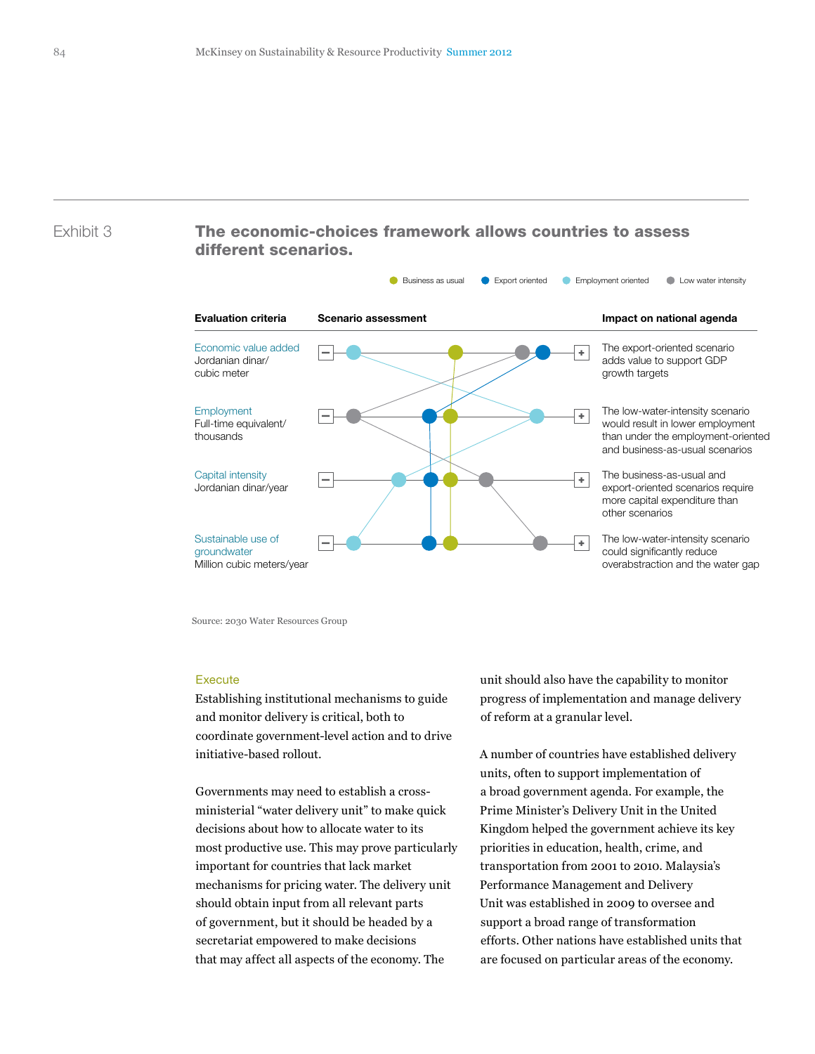Exhibit 3

## The economic-choices framework allows countries to assess different scenarios.

Business as usual · Export oriented · Employment oriented · Low water intensity

| Evaluation criteria | Scenario assessment | Impact on national agenda |
|---|---|---|
| Economic value added<br>Jordanian dinar/ cubic meter | – … + | The export-oriented scenario adds value to support GDP growth targets |
| Employment<br>Full-time equivalent/ thousands | – … + | The low-water-intensity scenario would result in lower employment than under the employment-oriented and business-as-usual scenarios |
| Capital intensity<br>Jordanian dinar/year | – … + | The business-as-usual and export-oriented scenarios require more capital expenditure than other scenarios |
| Sustainable use of groundwater<br>Million cubic meters/year | – … + | The low-water-intensity scenario could significantly reduce overabstraction and the water gap |

Source: 2030 Water Resources Group

### Execute

Establishing institutional mechanisms to guide and monitor delivery is critical, both to coordinate government-level action and to drive initiative-based rollout.

Governments may need to establish a cross-ministerial "water delivery unit" to make quick decisions about how to allocate water to its most productive use. This may prove particularly important for countries that lack market mechanisms for pricing water. The delivery unit should obtain input from all relevant parts of government, but it should be headed by a secretariat empowered to make decisions that may affect all aspects of the economy. The unit should also have the capability to monitor progress of implementation and manage delivery of reform at a granular level.

A number of countries have established delivery units, often to support implementation of a broad government agenda. For example, the Prime Minister's Delivery Unit in the United Kingdom helped the government achieve its key priorities in education, health, crime, and transportation from 2001 to 2010. Malaysia's Performance Management and Delivery Unit was established in 2009 to oversee and support a broad range of transformation efforts. Other nations have established units that are focused on particular areas of the economy.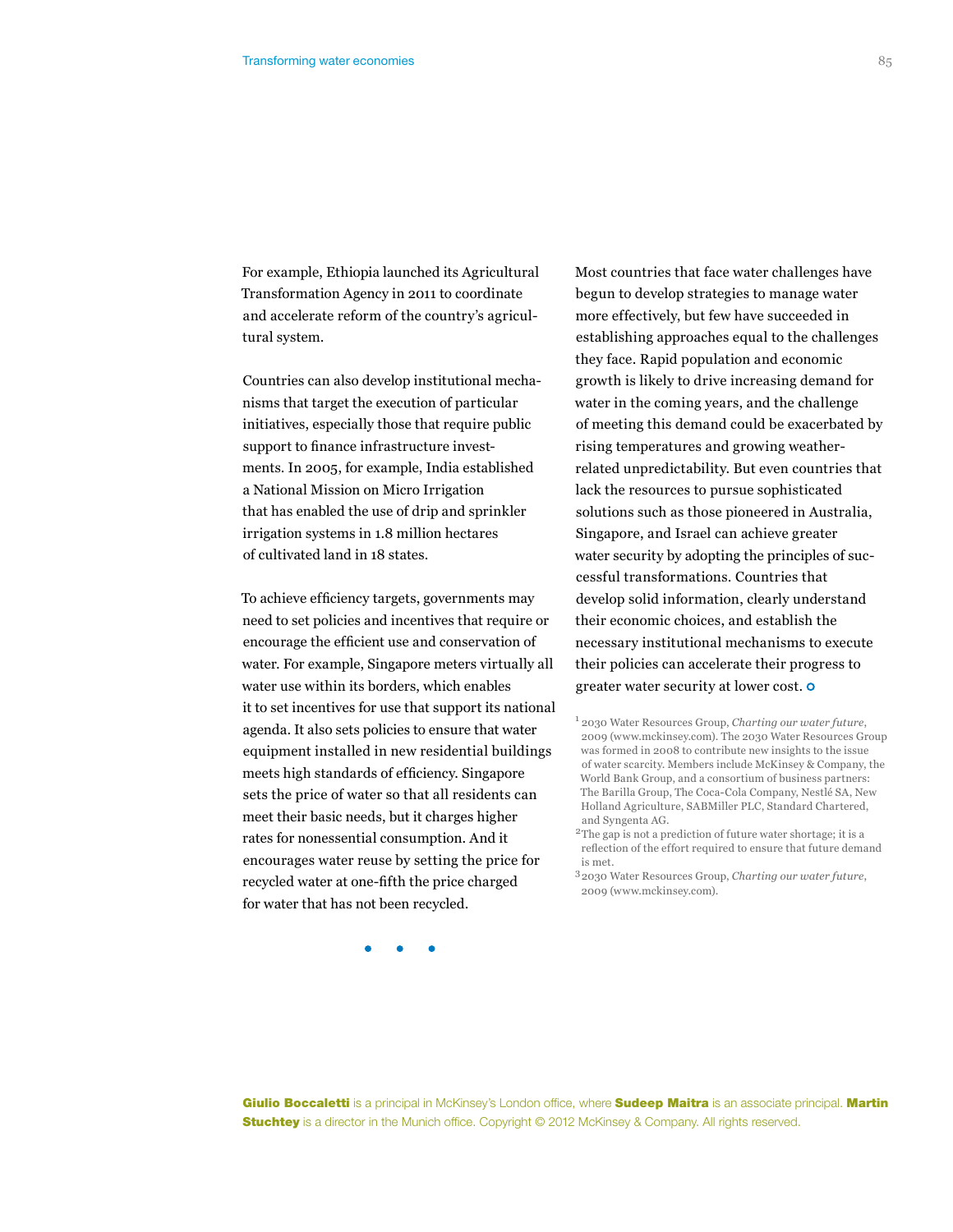For example, Ethiopia launched its Agricultural Transformation Agency in 2011 to coordinate and accelerate reform of the country's agricultural system.

Countries can also develop institutional mechanisms that target the execution of particular initiatives, especially those that require public support to finance infrastructure investments. In 2005, for example, India established a National Mission on Micro Irrigation that has enabled the use of drip and sprinkler irrigation systems in 1.8 million hectares of cultivated land in 18 states.

To achieve efficiency targets, governments may need to set policies and incentives that require or encourage the efficient use and conservation of water. For example, Singapore meters virtually all water use within its borders, which enables it to set incentives for use that support its national agenda. It also sets policies to ensure that water equipment installed in new residential buildings meets high standards of efficiency. Singapore sets the price of water so that all residents can meet their basic needs, but it charges higher rates for nonessential consumption. And it encourages water reuse by setting the price for recycled water at one-fifth the price charged for water that has not been recycled.

• • •

Most countries that face water challenges have begun to develop strategies to manage water more effectively, but few have succeeded in establishing approaches equal to the challenges they face. Rapid population and economic growth is likely to drive increasing demand for water in the coming years, and the challenge of meeting this demand could be exacerbated by rising temperatures and growing weather-related unpredictability. But even countries that lack the resources to pursue sophisticated solutions such as those pioneered in Australia, Singapore, and Israel can achieve greater water security by adopting the principles of successful transformations. Countries that develop solid information, clearly understand their economic choices, and establish the necessary institutional mechanisms to execute their policies can accelerate their progress to greater water security at lower cost.

[1] 2030 Water Resources Group, *Charting our water future*, 2009 (www.mckinsey.com). The 2030 Water Resources Group was formed in 2008 to contribute new insights to the issue of water scarcity. Members include McKinsey & Company, the World Bank Group, and a consortium of business partners: The Barilla Group, The Coca-Cola Company, Nestlé SA, New Holland Agriculture, SABMiller PLC, Standard Chartered, and Syngenta AG.

[2] The gap is not a prediction of future water shortage; it is a reflection of the effort required to ensure that future demand is met.

[3] 2030 Water Resources Group, *Charting our water future*, 2009 (www.mckinsey.com).

**Giulio Boccaletti** is a principal in McKinsey's London office, where **Sudeep Maitra** is an associate principal. **Martin Stuchtey** is a director in the Munich office. Copyright © 2012 McKinsey & Company. All rights reserved.